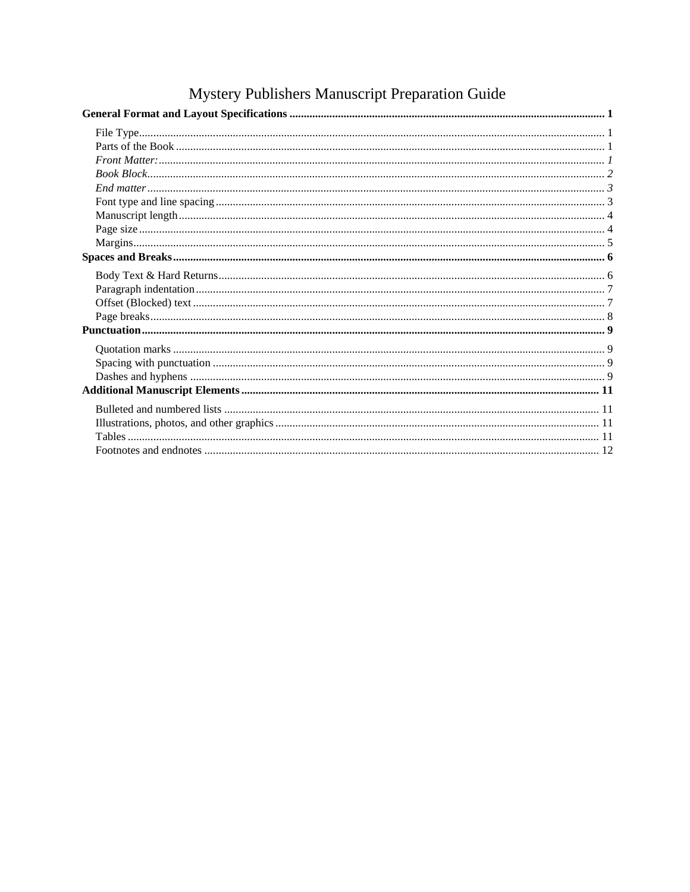# Mystery Publishers Manuscript Preparation Guide

**General Format and Layout Specifications .......... 1**

- File Type .......... 1
- Parts of the Book .......... 1
- *Front Matter:* .......... *1*
- *Book Block* .......... *2*
- *End matter* .......... *3*
- Font type and line spacing .......... 3
- Manuscript length .......... 4
- Page size .......... 4
- Margins .......... 5

**Spaces and Breaks .......... 6**

- Body Text & Hard Returns .......... 6
- Paragraph indentation .......... 7
- Offset (Blocked) text .......... 7
- Page breaks .......... 8

**Punctuation .......... 9**

- Quotation marks .......... 9
- Spacing with punctuation .......... 9
- Dashes and hyphens .......... 9

**Additional Manuscript Elements .......... 11**

- Bulleted and numbered lists .......... 11
- Illustrations, photos, and other graphics .......... 11
- Tables .......... 11
- Footnotes and endnotes .......... 12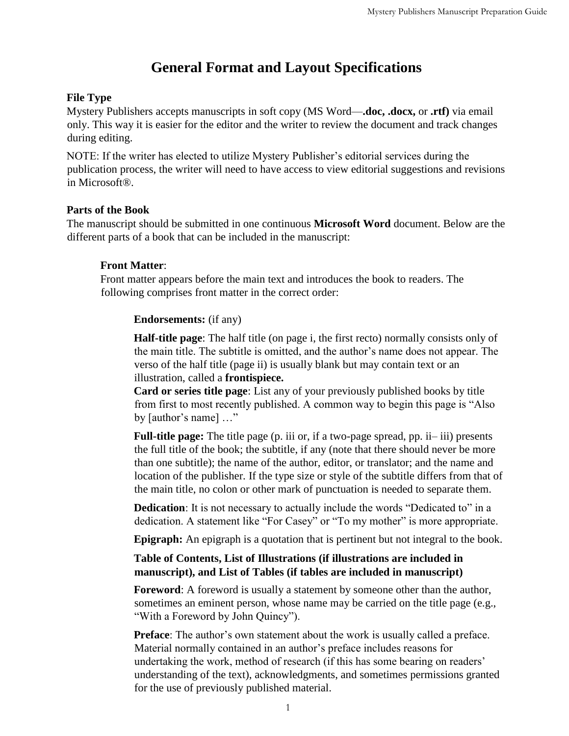# General Format and Layout Specifications

### File Type

Mystery Publishers accepts manuscripts in soft copy (MS Word—**.doc, .docx,** or **.rtf)** via email only. This way it is easier for the editor and the writer to review the document and track changes during editing.

NOTE: If the writer has elected to utilize Mystery Publisher's editorial services during the publication process, the writer will need to have access to view editorial suggestions and revisions in Microsoft®.

### Parts of the Book

The manuscript should be submitted in one continuous **Microsoft Word** document. Below are the different parts of a book that can be included in the manuscript:

**Front Matter**:

Front matter appears before the main text and introduces the book to readers. The following comprises front matter in the correct order:

**Endorsements:** (if any)

**Half-title page**: The half title (on page i, the first recto) normally consists only of the main title. The subtitle is omitted, and the author's name does not appear. The verso of the half title (page ii) is usually blank but may contain text or an illustration, called a **frontispiece.**

**Card or series title page**: List any of your previously published books by title from first to most recently published. A common way to begin this page is "Also by [author's name] …"

**Full-title page:** The title page (p. iii or, if a two-page spread, pp. ii– iii) presents the full title of the book; the subtitle, if any (note that there should never be more than one subtitle); the name of the author, editor, or translator; and the name and location of the publisher. If the type size or style of the subtitle differs from that of the main title, no colon or other mark of punctuation is needed to separate them.

**Dedication**: It is not necessary to actually include the words "Dedicated to" in a dedication. A statement like "For Casey" or "To my mother" is more appropriate.

**Epigraph:** An epigraph is a quotation that is pertinent but not integral to the book.

**Table of Contents, List of Illustrations (if illustrations are included in manuscript), and List of Tables (if tables are included in manuscript)**

**Foreword**: A foreword is usually a statement by someone other than the author, sometimes an eminent person, whose name may be carried on the title page (e.g., "With a Foreword by John Quincy").

**Preface**: The author's own statement about the work is usually called a preface. Material normally contained in an author's preface includes reasons for undertaking the work, method of research (if this has some bearing on readers' understanding of the text), acknowledgments, and sometimes permissions granted for the use of previously published material.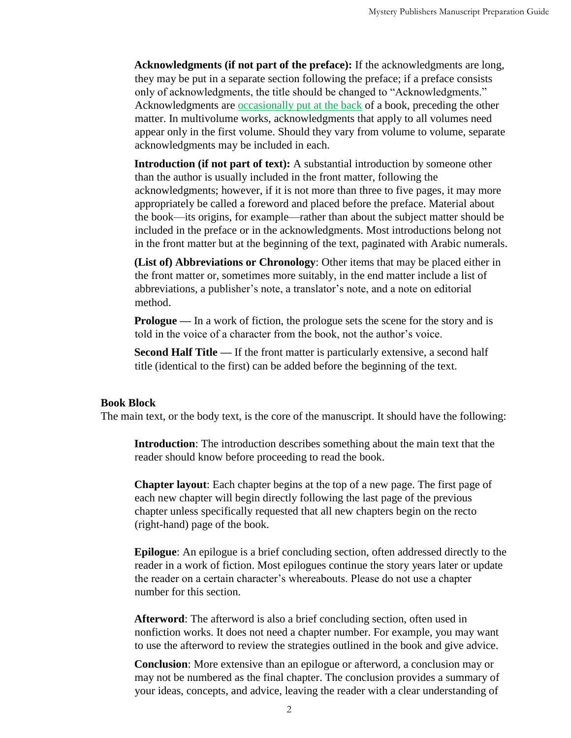**Acknowledgments (if not part of the preface):** If the acknowledgments are long, they may be put in a separate section following the preface; if a preface consists only of acknowledgments, the title should be changed to "Acknowledgments." Acknowledgments are occasionally put at the back of a book, preceding the other matter. In multivolume works, acknowledgments that apply to all volumes need appear only in the first volume. Should they vary from volume to volume, separate acknowledgments may be included in each.

**Introduction (if not part of text):** A substantial introduction by someone other than the author is usually included in the front matter, following the acknowledgments; however, if it is not more than three to five pages, it may more appropriately be called a foreword and placed before the preface. Material about the book—its origins, for example—rather than about the subject matter should be included in the preface or in the acknowledgments. Most introductions belong not in the front matter but at the beginning of the text, paginated with Arabic numerals.

**(List of) Abbreviations or Chronology**: Other items that may be placed either in the front matter or, sometimes more suitably, in the end matter include a list of abbreviations, a publisher's note, a translator's note, and a note on editorial method.

**Prologue —** In a work of fiction, the prologue sets the scene for the story and is told in the voice of a character from the book, not the author's voice.

**Second Half Title —** If the front matter is particularly extensive, a second half title (identical to the first) can be added before the beginning of the text.

**Book Block**

The main text, or the body text, is the core of the manuscript. It should have the following:

**Introduction**: The introduction describes something about the main text that the reader should know before proceeding to read the book.

**Chapter layout**: Each chapter begins at the top of a new page. The first page of each new chapter will begin directly following the last page of the previous chapter unless specifically requested that all new chapters begin on the recto (right-hand) page of the book.

**Epilogue**: An epilogue is a brief concluding section, often addressed directly to the reader in a work of fiction. Most epilogues continue the story years later or update the reader on a certain character's whereabouts. Please do not use a chapter number for this section.

**Afterword**: The afterword is also a brief concluding section, often used in nonfiction works. It does not need a chapter number. For example, you may want to use the afterword to review the strategies outlined in the book and give advice.

**Conclusion**: More extensive than an epilogue or afterword, a conclusion may or may not be numbered as the final chapter. The conclusion provides a summary of your ideas, concepts, and advice, leaving the reader with a clear understanding of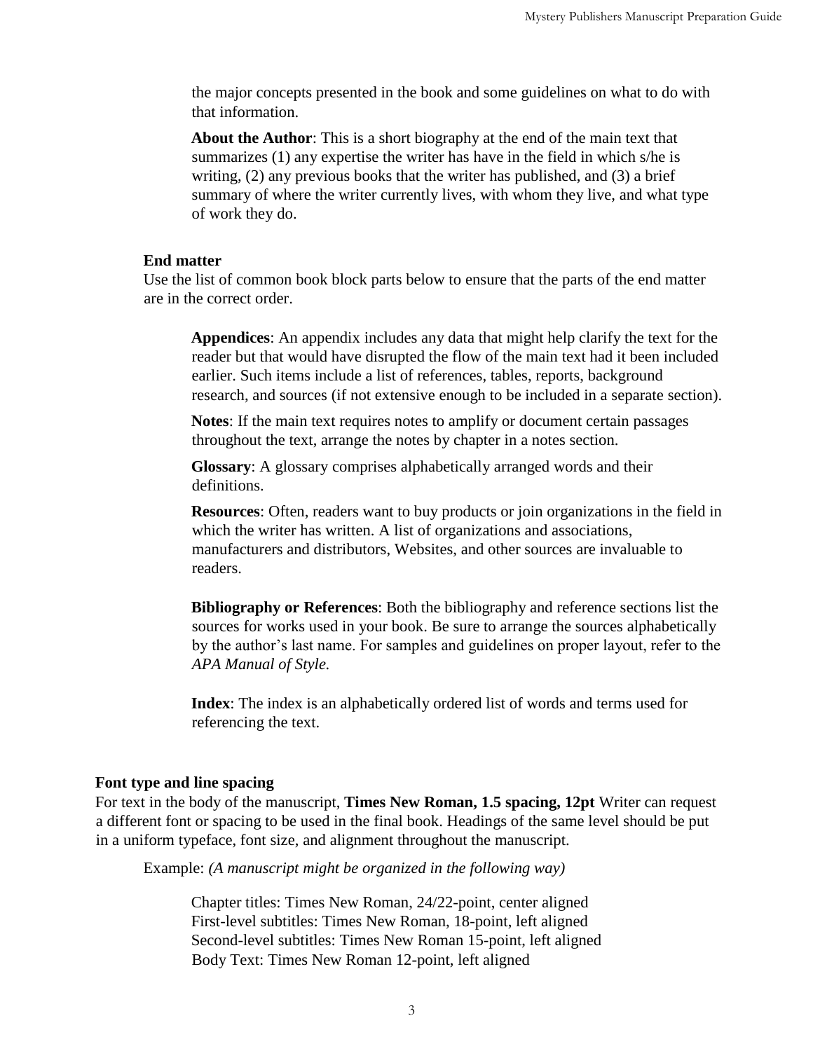the major concepts presented in the book and some guidelines on what to do with that information.

**About the Author**: This is a short biography at the end of the main text that summarizes (1) any expertise the writer has have in the field in which s/he is writing, (2) any previous books that the writer has published, and (3) a brief summary of where the writer currently lives, with whom they live, and what type of work they do.

### End matter

Use the list of common book block parts below to ensure that the parts of the end matter are in the correct order.

**Appendices**: An appendix includes any data that might help clarify the text for the reader but that would have disrupted the flow of the main text had it been included earlier. Such items include a list of references, tables, reports, background research, and sources (if not extensive enough to be included in a separate section).

**Notes**: If the main text requires notes to amplify or document certain passages throughout the text, arrange the notes by chapter in a notes section.

**Glossary**: A glossary comprises alphabetically arranged words and their definitions.

**Resources**: Often, readers want to buy products or join organizations in the field in which the writer has written. A list of organizations and associations, manufacturers and distributors, Websites, and other sources are invaluable to readers.

**Bibliography or References**: Both the bibliography and reference sections list the sources for works used in your book. Be sure to arrange the sources alphabetically by the author's last name. For samples and guidelines on proper layout, refer to the *APA Manual of Style.*

**Index**: The index is an alphabetically ordered list of words and terms used for referencing the text.

### Font type and line spacing

For text in the body of the manuscript, **Times New Roman, 1.5 spacing, 12pt** Writer can request a different font or spacing to be used in the final book. Headings of the same level should be put in a uniform typeface, font size, and alignment throughout the manuscript.

Example: *(A manuscript might be organized in the following way)*

Chapter titles: Times New Roman, 24/22-point, center aligned
First-level subtitles: Times New Roman, 18-point, left aligned
Second-level subtitles: Times New Roman 15-point, left aligned
Body Text: Times New Roman 12-point, left aligned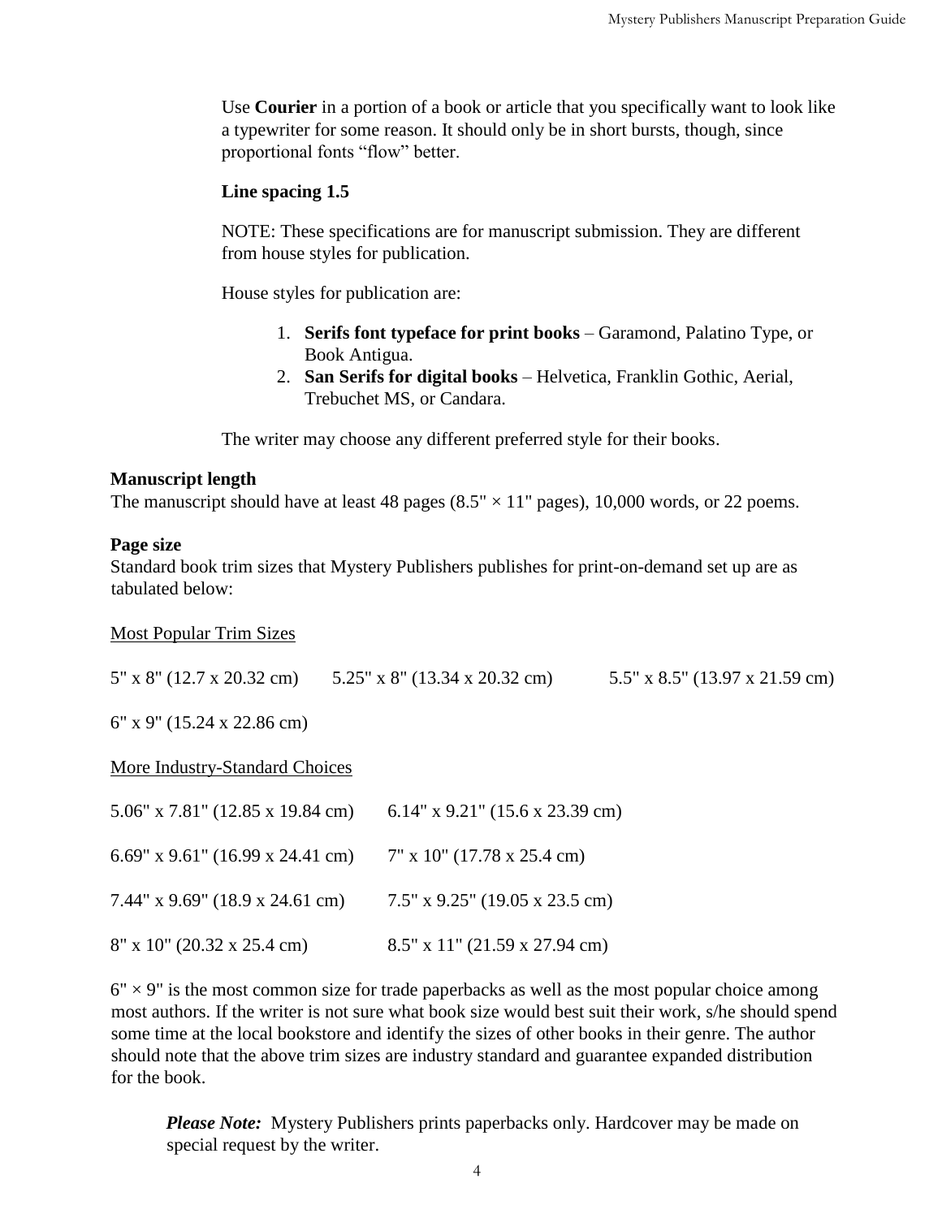Use **Courier** in a portion of a book or article that you specifically want to look like a typewriter for some reason. It should only be in short bursts, though, since proportional fonts "flow" better.

**Line spacing 1.5**

NOTE: These specifications are for manuscript submission. They are different from house styles for publication.

House styles for publication are:

1. **Serifs font typeface for print books** – Garamond, Palatino Type, or Book Antigua.
2. **San Serifs for digital books** – Helvetica, Franklin Gothic, Aerial, Trebuchet MS, or Candara.

The writer may choose any different preferred style for their books.

**Manuscript length**

The manuscript should have at least 48 pages (8.5" × 11" pages), 10,000 words, or 22 poems.

**Page size**

Standard book trim sizes that Mystery Publishers publishes for print-on-demand set up are as tabulated below:

Most Popular Trim Sizes

| | | |
|---|---|---|
| 5" x 8" (12.7 x 20.32 cm) | 5.25" x 8" (13.34 x 20.32 cm) | 5.5" x 8.5" (13.97 x 21.59 cm) |
| 6" x 9" (15.24 x 22.86 cm) | | |

More Industry-Standard Choices

| | |
|---|---|
| 5.06" x 7.81" (12.85 x 19.84 cm) | 6.14" x 9.21" (15.6 x 23.39 cm) |
| 6.69" x 9.61" (16.99 x 24.41 cm) | 7" x 10" (17.78 x 25.4 cm) |
| 7.44" x 9.69" (18.9 x 24.61 cm) | 7.5" x 9.25" (19.05 x 23.5 cm) |
| 8" x 10" (20.32 x 25.4 cm) | 8.5" x 11" (21.59 x 27.94 cm) |

6" × 9" is the most common size for trade paperbacks as well as the most popular choice among most authors. If the writer is not sure what book size would best suit their work, s/he should spend some time at the local bookstore and identify the sizes of other books in their genre. The author should note that the above trim sizes are industry standard and guarantee expanded distribution for the book.

***Please Note:*** Mystery Publishers prints paperbacks only. Hardcover may be made on special request by the writer.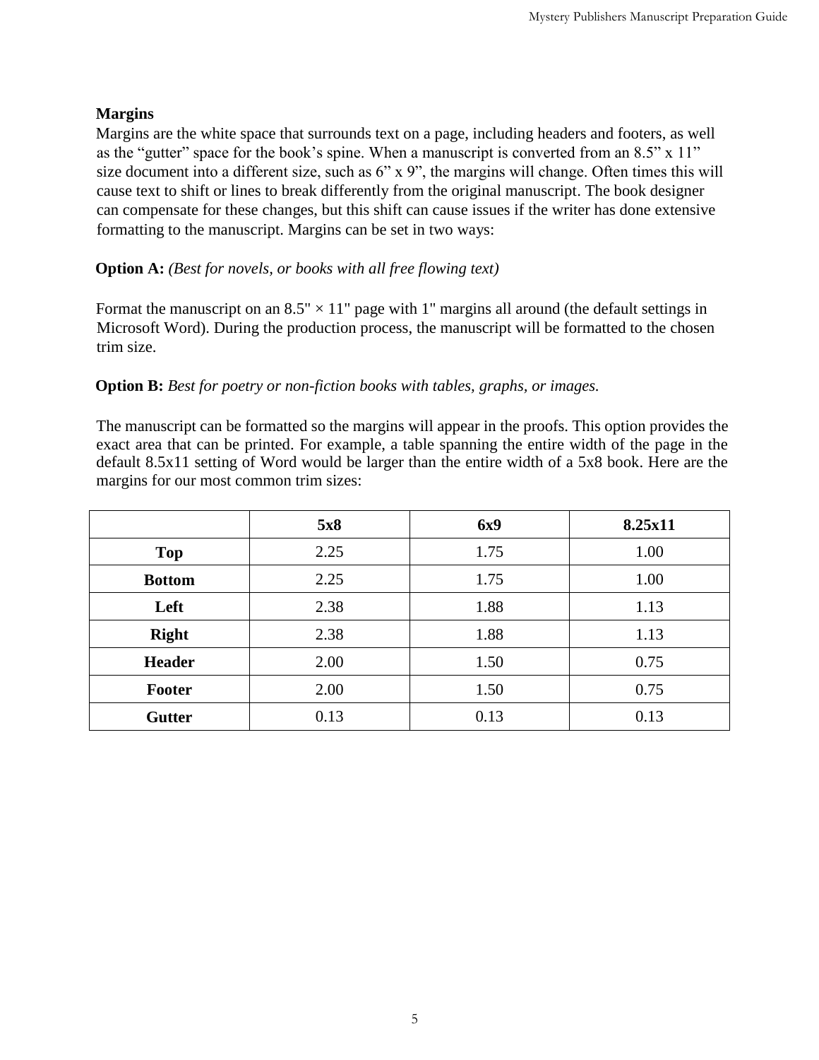**Margins**

Margins are the white space that surrounds text on a page, including headers and footers, as well as the "gutter" space for the book's spine. When a manuscript is converted from an 8.5" x 11" size document into a different size, such as 6" x 9", the margins will change. Often times this will cause text to shift or lines to break differently from the original manuscript. The book designer can compensate for these changes, but this shift can cause issues if the writer has done extensive formatting to the manuscript. Margins can be set in two ways:

**Option A:** *(Best for novels, or books with all free flowing text)*

Format the manuscript on an 8.5" × 11" page with 1" margins all around (the default settings in Microsoft Word). During the production process, the manuscript will be formatted to the chosen trim size.

**Option B:** *Best for poetry or non-fiction books with tables, graphs, or images.*

The manuscript can be formatted so the margins will appear in the proofs. This option provides the exact area that can be printed. For example, a table spanning the entire width of the page in the default 8.5x11 setting of Word would be larger than the entire width of a 5x8 book. Here are the margins for our most common trim sizes:

| | **5x8** | **6x9** | **8.25x11** |
|---|---|---|---|
| **Top** | 2.25 | 1.75 | 1.00 |
| **Bottom** | 2.25 | 1.75 | 1.00 |
| **Left** | 2.38 | 1.88 | 1.13 |
| **Right** | 2.38 | 1.88 | 1.13 |
| **Header** | 2.00 | 1.50 | 0.75 |
| **Footer** | 2.00 | 1.50 | 0.75 |
| **Gutter** | 0.13 | 0.13 | 0.13 |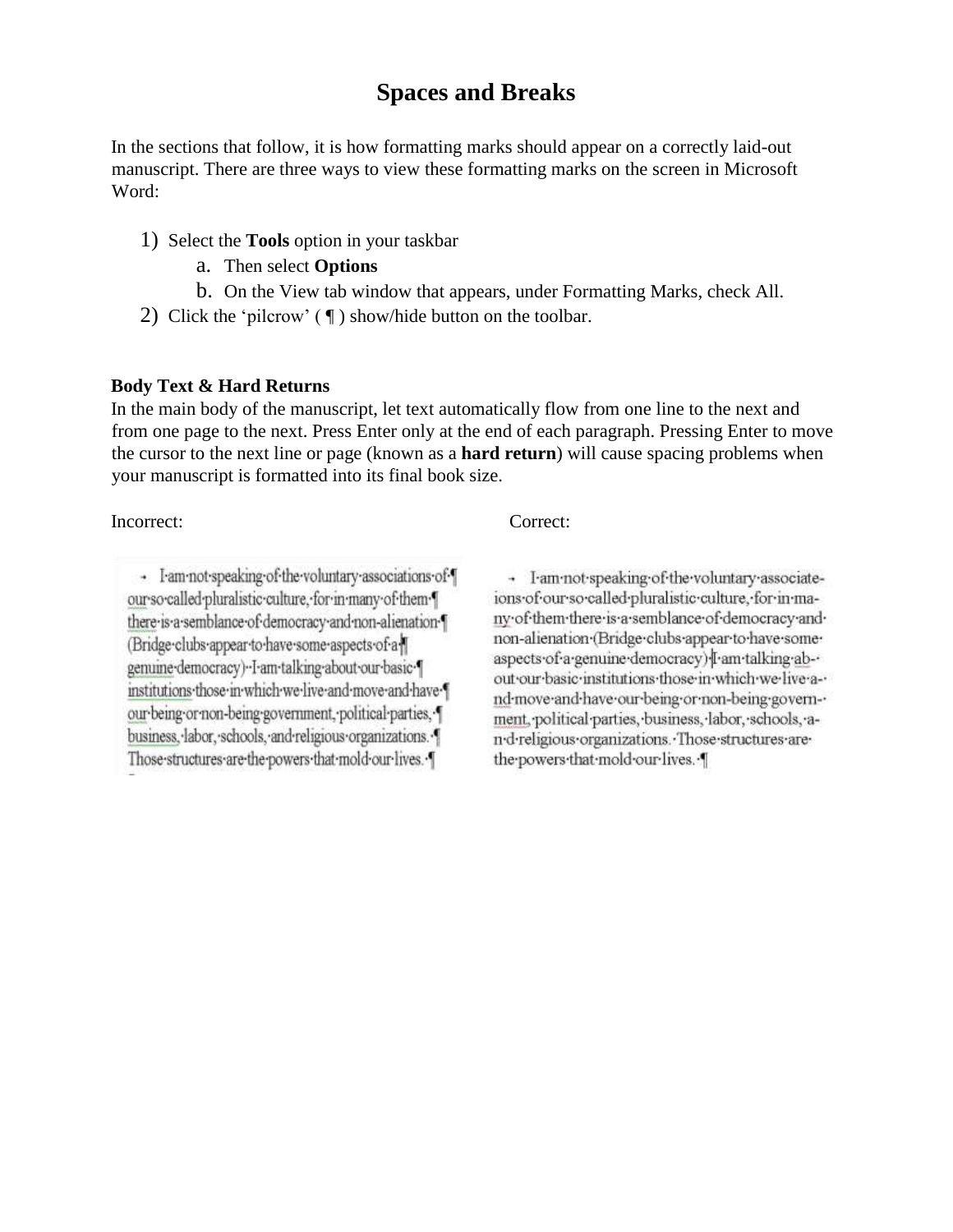# Spaces and Breaks

In the sections that follow, it is how formatting marks should appear on a correctly laid-out manuscript. There are three ways to view these formatting marks on the screen in Microsoft Word:

1) Select the **Tools** option in your taskbar
   a. Then select **Options**
   b. On the View tab window that appears, under Formatting Marks, check All.
2) Click the 'pilcrow' ( ¶ ) show/hide button on the toolbar.

**Body Text & Hard Returns**

In the main body of the manuscript, let text automatically flow from one line to the next and from one page to the next. Press Enter only at the end of each paragraph. Pressing Enter to move the cursor to the next line or page (known as a **hard return**) will cause spacing problems when your manuscript is formatted into its final book size.

Incorrect:

→ I·am·not·speaking·of·the·voluntary·associations·of·¶
our·so-called·pluralistic·culture,·for·in·many·of·them·¶
there·is·a·semblance·of·democracy·and·non-alienation·¶
(Bridge·clubs·appear·to·have·some·aspects·of·a·¶
genuine·democracy)··I·am·talking·about·our·basic·¶
institutions·those·in·which·we·live·and·move·and·have·¶
our·being·or·non-being·government,·political·parties,·¶
business,·labor,·schools,·and·religious·organizations.·¶
Those·structures·are·the·powers·that·mold·our·lives.·¶

Correct:

→ I·am·not·speaking·of·the·voluntary·associate-
ions·of·our·so·called·pluralistic·culture,·for·in·ma-
ny·of·them·there·is·a·semblance·of·democracy·and·
non-alienation·(Bridge·clubs·appear·to·have·some·
aspects·of·a·genuine·democracy)·I·am·talking·ab-·
out·our·basic·institutions·those·in·which·we·live·a-·
nd·move·and·have·our·being·or·non-being·govern-·
ment,·political·parties,·business,·labor,·schools,·a-
n·d·religious·organizations.·Those·structures·are·
the·powers·that·mold·our·lives.·¶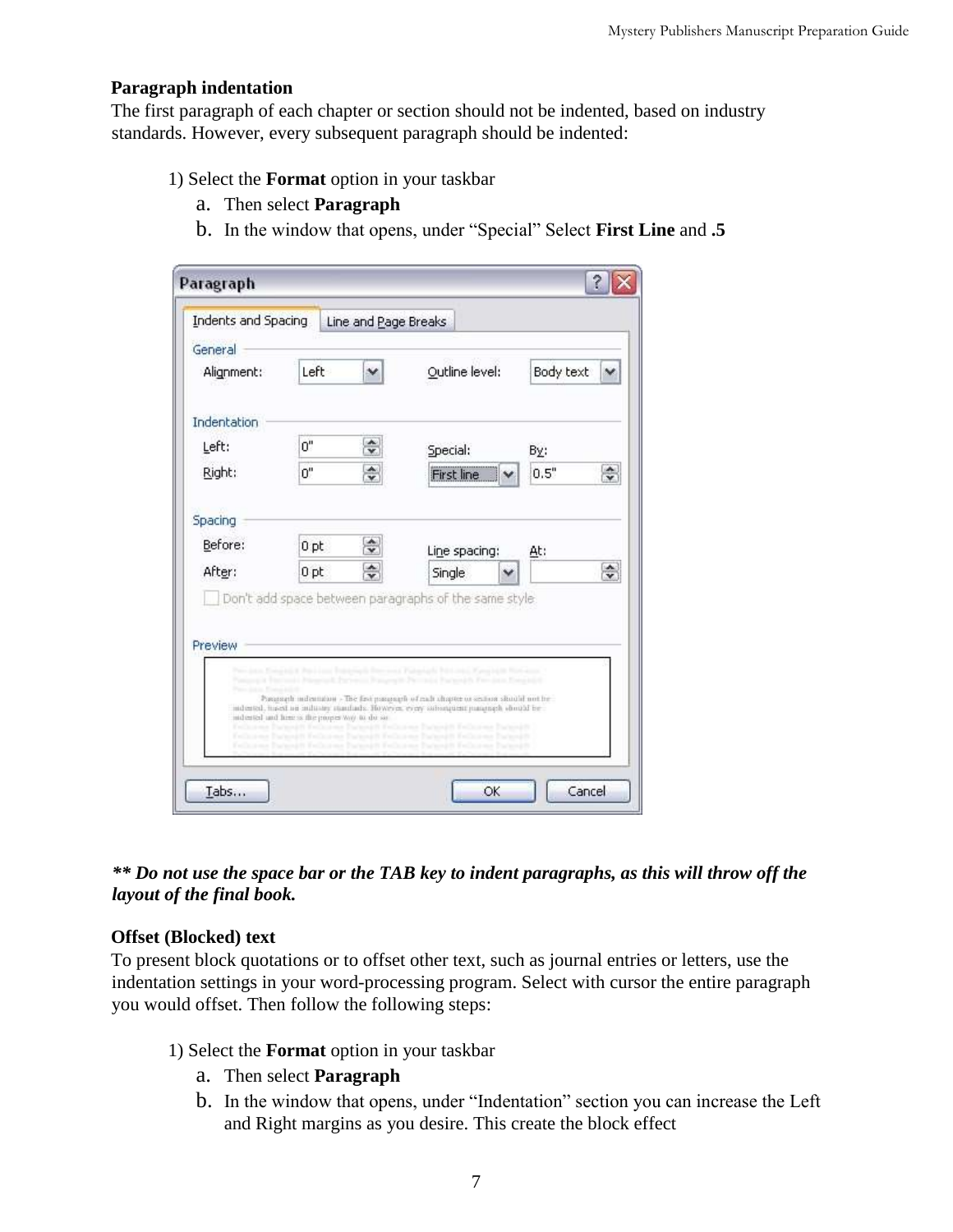**Paragraph indentation**

The first paragraph of each chapter or section should not be indented, based on industry standards. However, every subsequent paragraph should be indented:

1) Select the **Format** option in your taskbar
   a. Then select **Paragraph**
   b. In the window that opens, under "Special" Select **First Line** and **.5**

***\*\* Do not use the space bar or the TAB key to indent paragraphs, as this will throw off the layout of the final book.***

**Offset (Blocked) text**

To present block quotations or to offset other text, such as journal entries or letters, use the indentation settings in your word-processing program. Select with cursor the entire paragraph you would offset. Then follow the following steps:

1) Select the **Format** option in your taskbar
   a. Then select **Paragraph**
   b. In the window that opens, under "Indentation" section you can increase the Left and Right margins as you desire. This create the block effect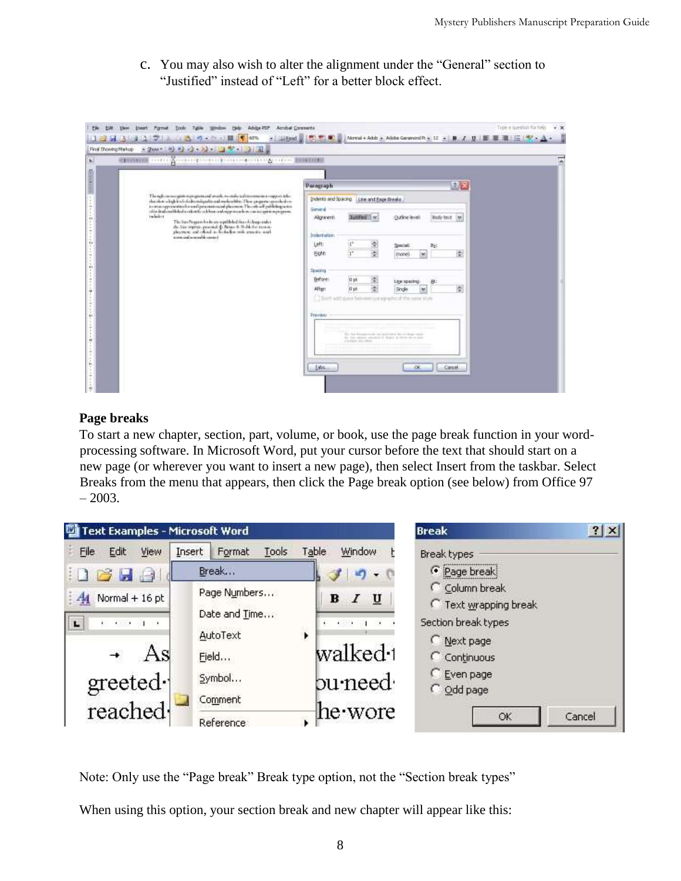c. You may also wish to alter the alignment under the “General” section to “Justified” instead of “Left” for a better block effect.

**Page breaks**

To start a new chapter, section, part, volume, or book, use the page break function in your word-processing software. In Microsoft Word, put your cursor before the text that should start on a new page (or wherever you want to insert a new page), then select Insert from the taskbar. Select Breaks from the menu that appears, then click the Page break option (see below) from Office 97 – 2003.

Note: Only use the “Page break” Break type option, not the “Section break types”

When using this option, your section break and new chapter will appear like this: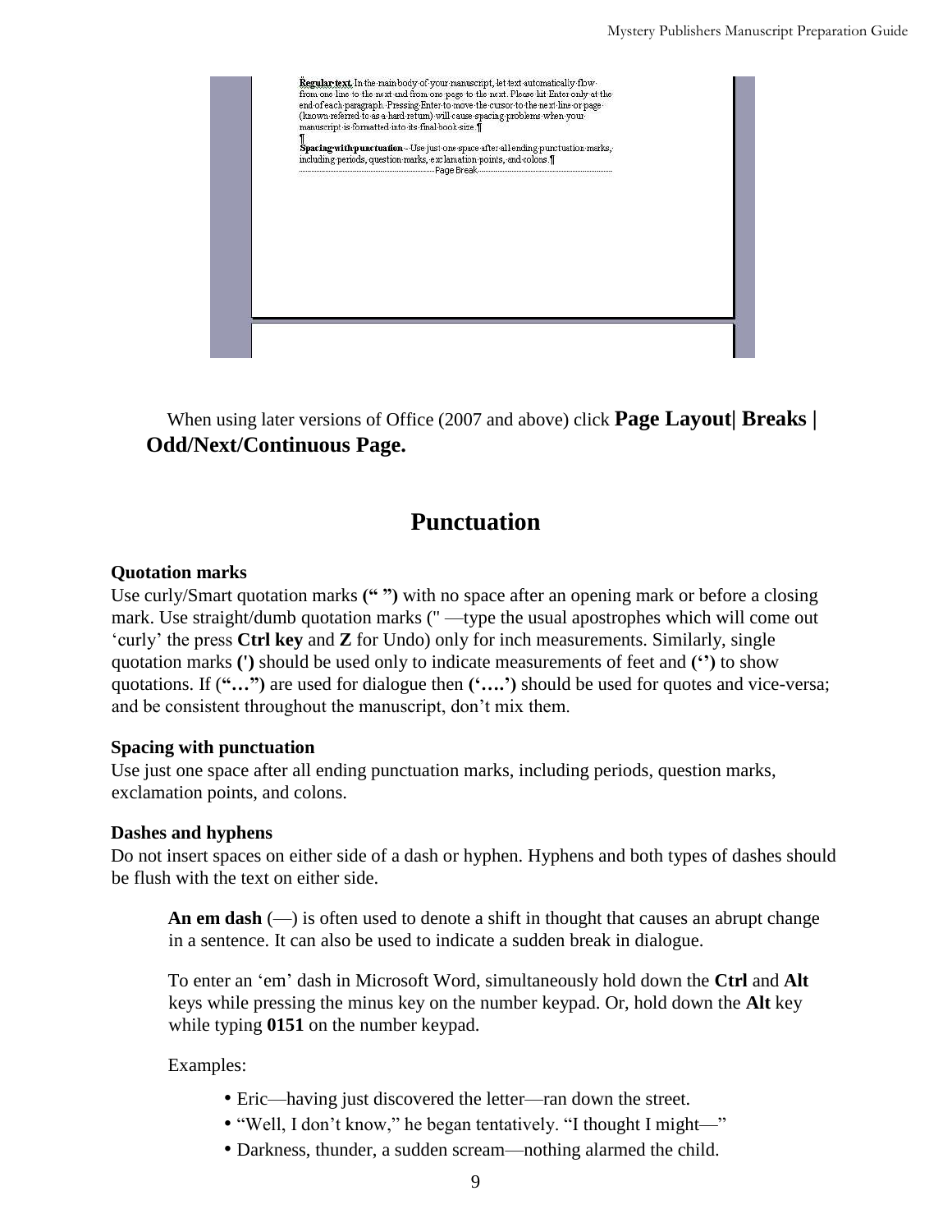When using later versions of Office (2007 and above) click **Page Layout| Breaks | Odd/Next/Continuous Page.**

## Punctuation

**Quotation marks**

Use curly/Smart quotation marks **(“ ”)** with no space after an opening mark or before a closing mark. Use straight/dumb quotation marks (" —type the usual apostrophes which will come out ‘curly’ the press **Ctrl key** and **Z** for Undo) only for inch measurements. Similarly, single quotation marks **(')** should be used only to indicate measurements of feet and **(‘’)** to show quotations. If (**“…”)** are used for dialogue then **(‘….’)** should be used for quotes and vice-versa; and be consistent throughout the manuscript, don’t mix them.

**Spacing with punctuation**

Use just one space after all ending punctuation marks, including periods, question marks, exclamation points, and colons.

**Dashes and hyphens**

Do not insert spaces on either side of a dash or hyphen. Hyphens and both types of dashes should be flush with the text on either side.

**An em dash** (—) is often used to denote a shift in thought that causes an abrupt change in a sentence. It can also be used to indicate a sudden break in dialogue.

To enter an ‘em’ dash in Microsoft Word, simultaneously hold down the **Ctrl** and **Alt** keys while pressing the minus key on the number keypad. Or, hold down the **Alt** key while typing **0151** on the number keypad.

Examples:

- Eric—having just discovered the letter—ran down the street.
- “Well, I don’t know,” he began tentatively. “I thought I might—”
- Darkness, thunder, a sudden scream—nothing alarmed the child.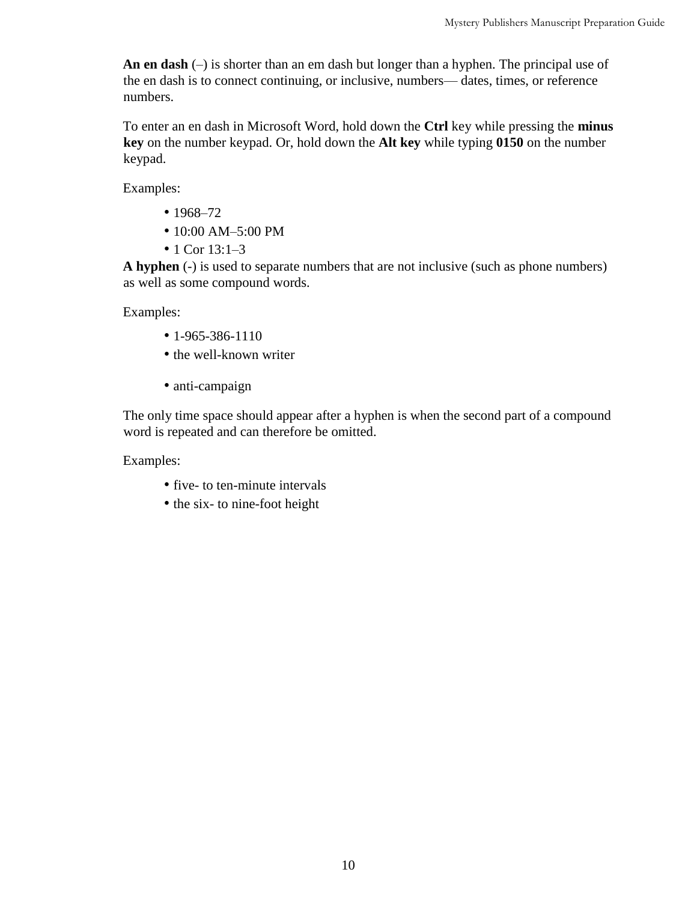**An en dash** (–) is shorter than an em dash but longer than a hyphen. The principal use of the en dash is to connect continuing, or inclusive, numbers— dates, times, or reference numbers.

To enter an en dash in Microsoft Word, hold down the **Ctrl** key while pressing the **minus key** on the number keypad. Or, hold down the **Alt key** while typing **0150** on the number keypad.

Examples:

- 1968–72
- 10:00 AM–5:00 PM
- 1 Cor 13:1–3

**A hyphen** (-) is used to separate numbers that are not inclusive (such as phone numbers) as well as some compound words.

Examples:

- 1-965-386-1110
- the well-known writer
- anti-campaign

The only time space should appear after a hyphen is when the second part of a compound word is repeated and can therefore be omitted.

Examples:

- five- to ten-minute intervals
- the six- to nine-foot height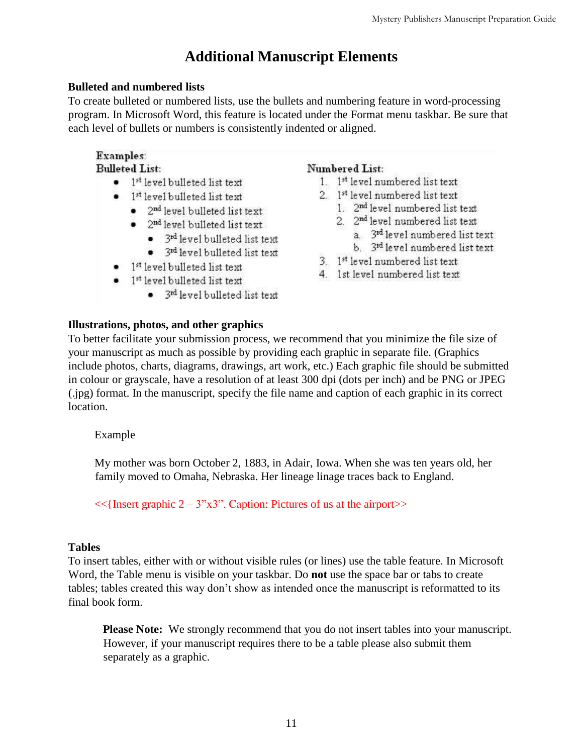# Additional Manuscript Elements

### Bulleted and numbered lists

To create bulleted or numbered lists, use the bullets and numbering feature in word-processing program. In Microsoft Word, this feature is located under the Format menu taskbar. Be sure that each level of bullets or numbers is consistently indented or aligned.

Examples:

Bulleted List:

- 1st level bulleted list text
- 1st level bulleted list text
    - 2nd level bulleted list text
    - 2nd level bulleted list text
        - 3rd level bulleted list text
        - 3rd level bulleted list text
- 1st level bulleted list text
- 1st level bulleted list text
        - 3rd level bulleted list text

Numbered List:

1. 1st level numbered list text
2. 1st level numbered list text
    1. 2nd level numbered list text
    2. 2nd level numbered list text
        a. 3rd level numbered list text
        b. 3rd level numbered list text
3. 1st level numbered list text
4. 1st level numbered list text

### Illustrations, photos, and other graphics

To better facilitate your submission process, we recommend that you minimize the file size of your manuscript as much as possible by providing each graphic in separate file. (Graphics include photos, charts, diagrams, drawings, art work, etc.) Each graphic file should be submitted in colour or grayscale, have a resolution of at least 300 dpi (dots per inch) and be PNG or JPEG (.jpg) format. In the manuscript, specify the file name and caption of each graphic in its correct location.

Example

My mother was born October 2, 1883, in Adair, Iowa. When she was ten years old, her family moved to Omaha, Nebraska. Her lineage linage traces back to England.

<<{Insert graphic 2 – 3”x3”. Caption: Pictures of us at the airport>>

### Tables

To insert tables, either with or without visible rules (or lines) use the table feature. In Microsoft Word, the Table menu is visible on your taskbar. Do **not** use the space bar or tabs to create tables; tables created this way don’t show as intended once the manuscript is reformatted to its final book form.

**Please Note:** We strongly recommend that you do not insert tables into your manuscript. However, if your manuscript requires there to be a table please also submit them separately as a graphic.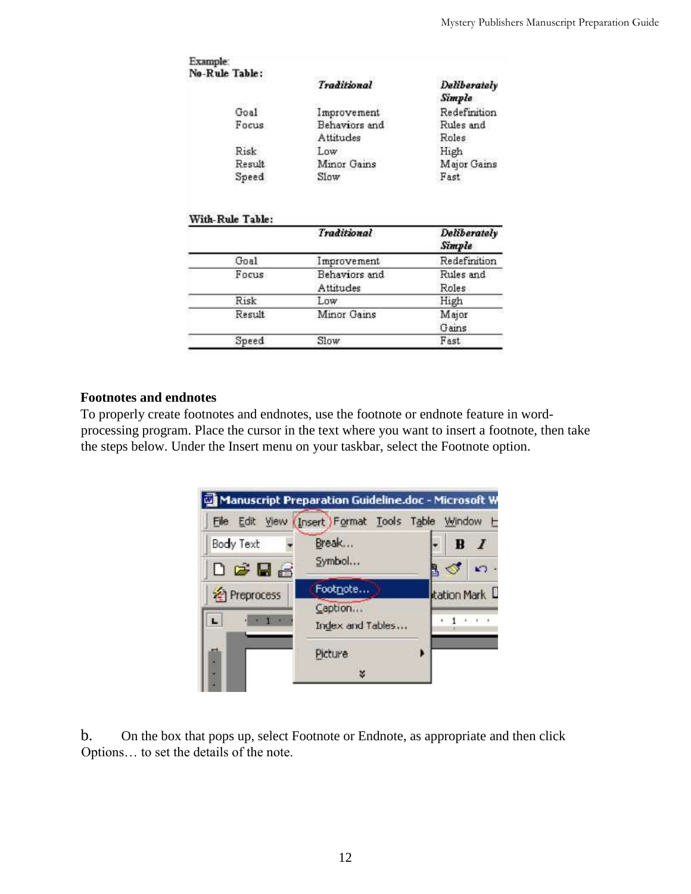Example:

**No-Rule Table:**

| | *Traditional* | *Deliberately Simple* |
|---|---|---|
| Goal | Improvement | Redefinition |
| Focus | Behaviors and Attitudes | Rules and Roles |
| Risk | Low | High |
| Result | Minor Gains | Major Gains |
| Speed | Slow | Fast |

**With-Rule Table:**

| | *Traditional* | *Deliberately Simple* |
|---|---|---|
| Goal | Improvement | Redefinition |
| Focus | Behaviors and Attitudes | Rules and Roles |
| Risk | Low | High |
| Result | Minor Gains | Major Gains |
| Speed | Slow | Fast |

**Footnotes and endnotes**

To properly create footnotes and endnotes, use the footnote or endnote feature in word-processing program. Place the cursor in the text where you want to insert a footnote, then take the steps below. Under the Insert menu on your taskbar, select the Footnote option.

b. On the box that pops up, select Footnote or Endnote, as appropriate and then click Options… to set the details of the note.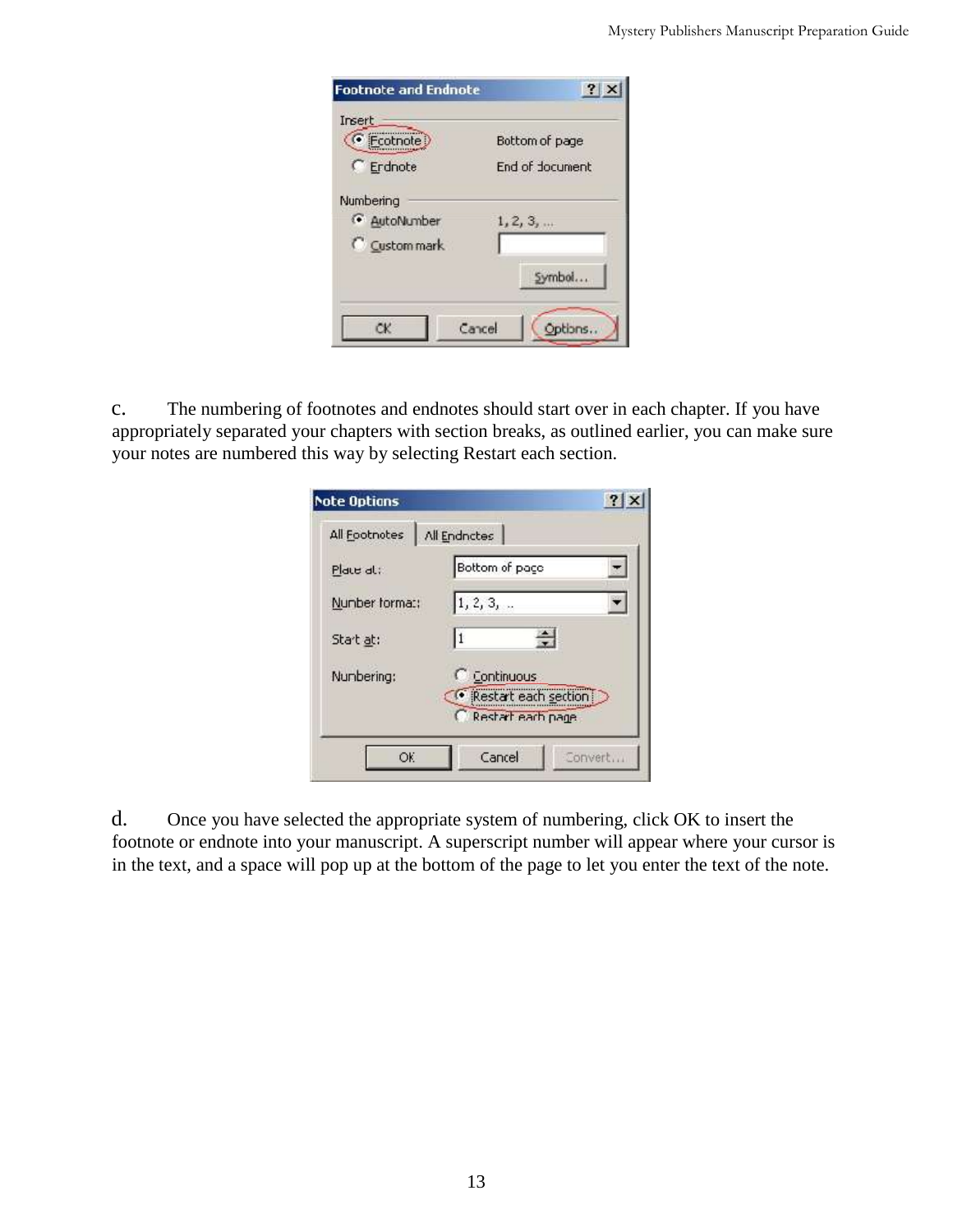c. The numbering of footnotes and endnotes should start over in each chapter. If you have appropriately separated your chapters with section breaks, as outlined earlier, you can make sure your notes are numbered this way by selecting Restart each section.

d. Once you have selected the appropriate system of numbering, click OK to insert the footnote or endnote into your manuscript. A superscript number will appear where your cursor is in the text, and a space will pop up at the bottom of the page to let you enter the text of the note.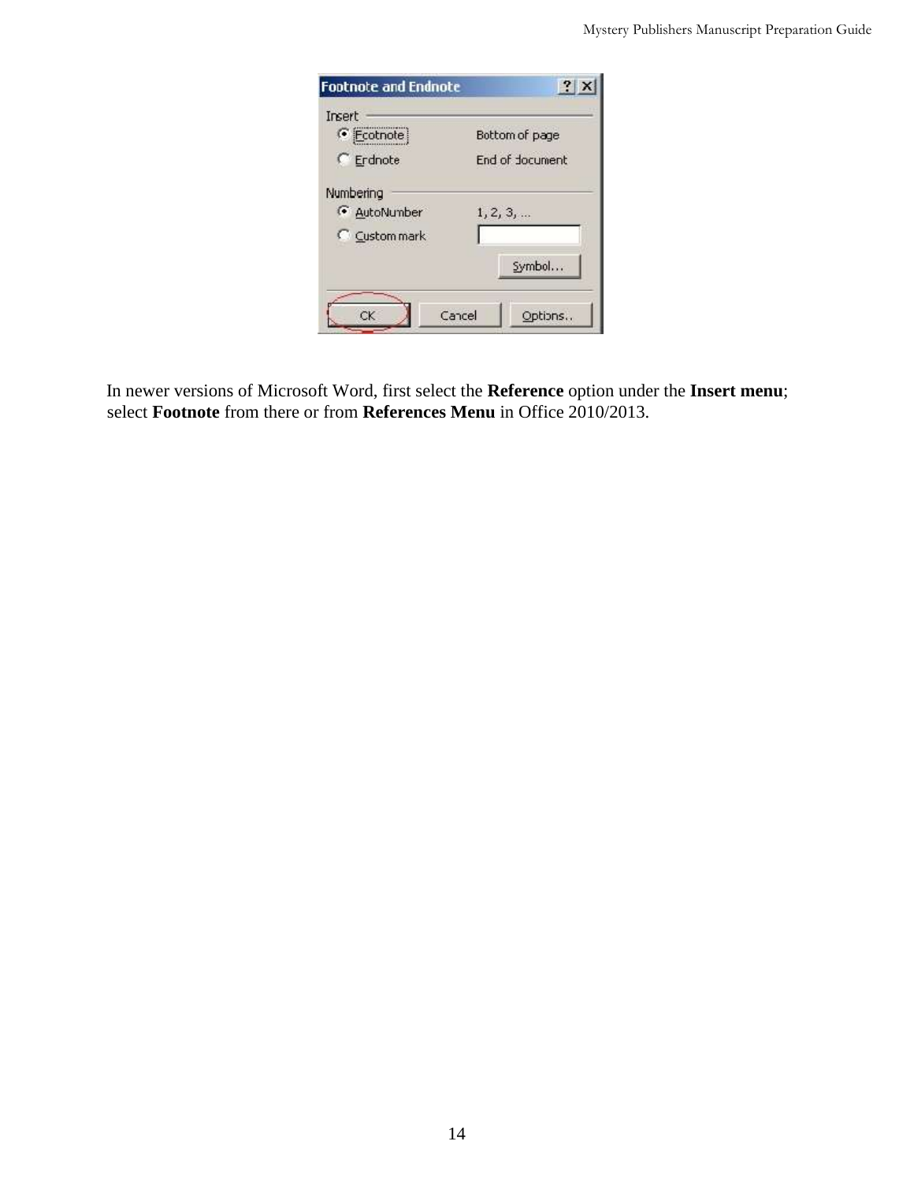In newer versions of Microsoft Word, first select the **Reference** option under the **Insert menu**; select **Footnote** from there or from **References Menu** in Office 2010/2013.